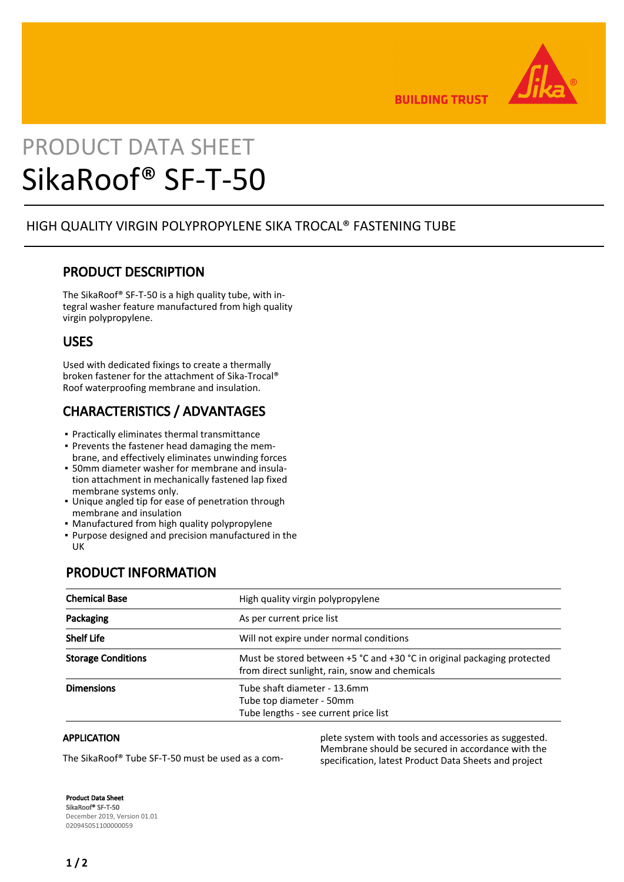BUILDING TRUST

# PRODUCT DATA SHEET
# SikaRoof® SF-T-50

HIGH QUALITY VIRGIN POLYPROPYLENE SIKA TROCAL® FASTENING TUBE

## PRODUCT DESCRIPTION

The SikaRoof® SF-T-50 is a high quality tube, with integral washer feature manufactured from high quality virgin polypropylene.

## USES

Used with dedicated fixings to create a thermally broken fastener for the attachment of Sika-Trocal® Roof waterproofing membrane and insulation.

## CHARACTERISTICS / ADVANTAGES

- Practically eliminates thermal transmittance
- Prevents the fastener head damaging the membrane, and effectively eliminates unwinding forces
- 50mm diameter washer for membrane and insulation attachment in mechanically fastened lap fixed membrane systems only.
- Unique angled tip for ease of penetration through membrane and insulation
- Manufactured from high quality polypropylene
- Purpose designed and precision manufactured in the UK

## PRODUCT INFORMATION

| | |
|---|---|
| **Chemical Base** | High quality virgin polypropylene |
| **Packaging** | As per current price list |
| **Shelf Life** | Will not expire under normal conditions |
| **Storage Conditions** | Must be stored between +5 °C and +30 °C in original packaging protected from direct sunlight, rain, snow and chemicals |
| **Dimensions** | Tube shaft diameter - 13.6mm<br>Tube top diameter - 50mm<br>Tube lengths - see current price list |

### APPLICATION

The SikaRoof® Tube SF-T-50 must be used as a complete system with tools and accessories as suggested. Membrane should be secured in accordance with the specification, latest Product Data Sheets and project

**Product Data Sheet**
**SikaRoof® SF-T-50**
December 2019, Version 01.01
020945051100000059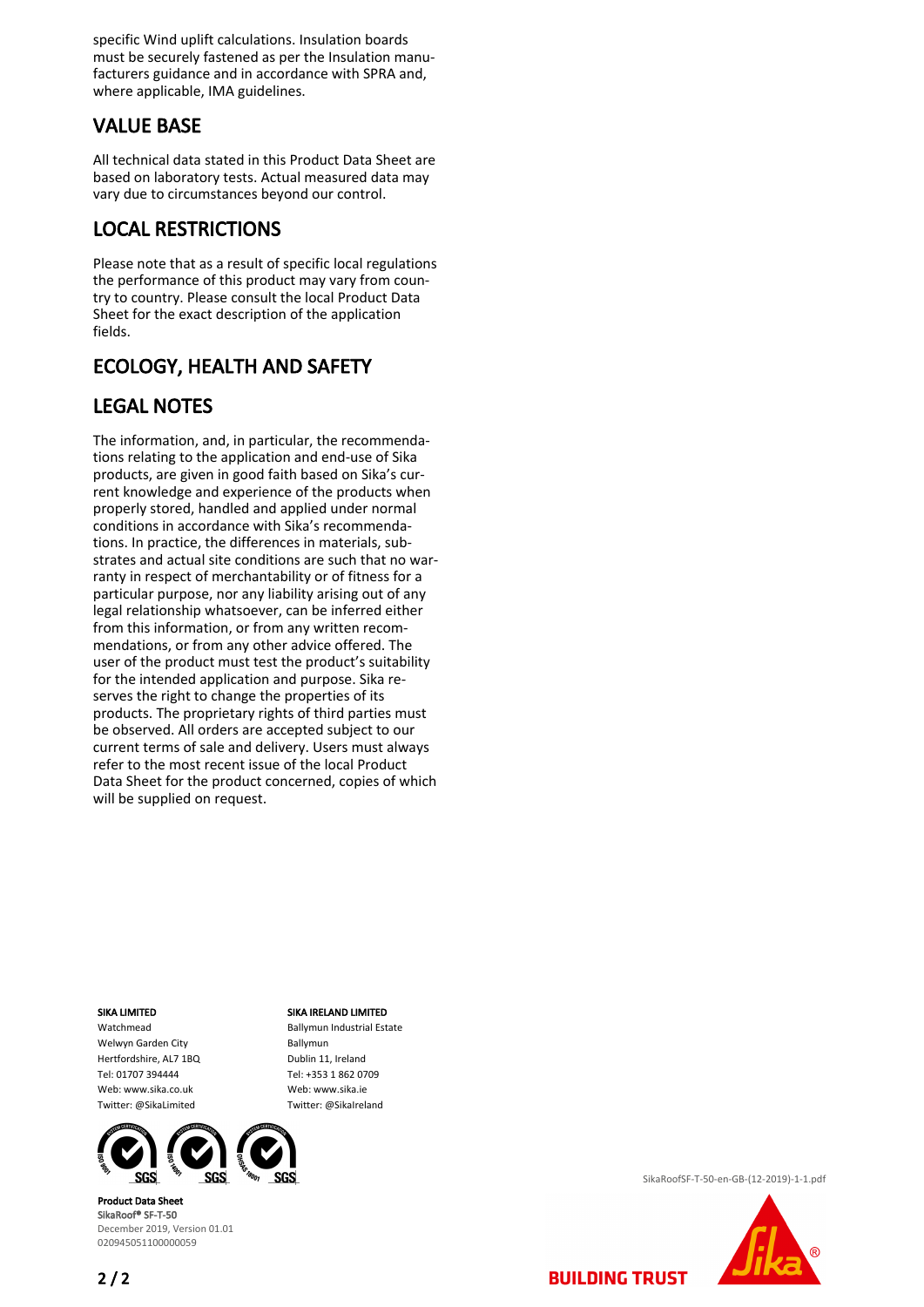specific Wind uplift calculations. Insulation boards must be securely fastened as per the Insulation manufacturers guidance and in accordance with SPRA and, where applicable, IMA guidelines.

## VALUE BASE

All technical data stated in this Product Data Sheet are based on laboratory tests. Actual measured data may vary due to circumstances beyond our control.

## LOCAL RESTRICTIONS

Please note that as a result of specific local regulations the performance of this product may vary from country to country. Please consult the local Product Data Sheet for the exact description of the application fields.

## ECOLOGY, HEALTH AND SAFETY

## LEGAL NOTES

The information, and, in particular, the recommendations relating to the application and end-use of Sika products, are given in good faith based on Sika's current knowledge and experience of the products when properly stored, handled and applied under normal conditions in accordance with Sika's recommendations. In practice, the differences in materials, substrates and actual site conditions are such that no warranty in respect of merchantability or of fitness for a particular purpose, nor any liability arising out of any legal relationship whatsoever, can be inferred either from this information, or from any written recommendations, or from any other advice offered. The user of the product must test the product's suitability for the intended application and purpose. Sika reserves the right to change the properties of its products. The proprietary rights of third parties must be observed. All orders are accepted subject to our current terms of sale and delivery. Users must always refer to the most recent issue of the local Product Data Sheet for the product concerned, copies of which will be supplied on request.

**SIKA LIMITED**
Watchmead
Welwyn Garden City
Hertfordshire, AL7 1BQ
Tel: 01707 394444
Web: www.sika.co.uk
Twitter: @SikaLimited

**SIKA IRELAND LIMITED**
Ballymun Industrial Estate
Ballymun
Dublin 11, Ireland
Tel: +353 1 862 0709
Web: www.sika.ie
Twitter: @SikaIreland

**Product Data Sheet**
**SikaRoof® SF-T-50**
December 2019, Version 01.01
020945051100000059

SikaRoofSF-T-50-en-GB-(12-2019)-1-1.pdf

BUILDING TRUST